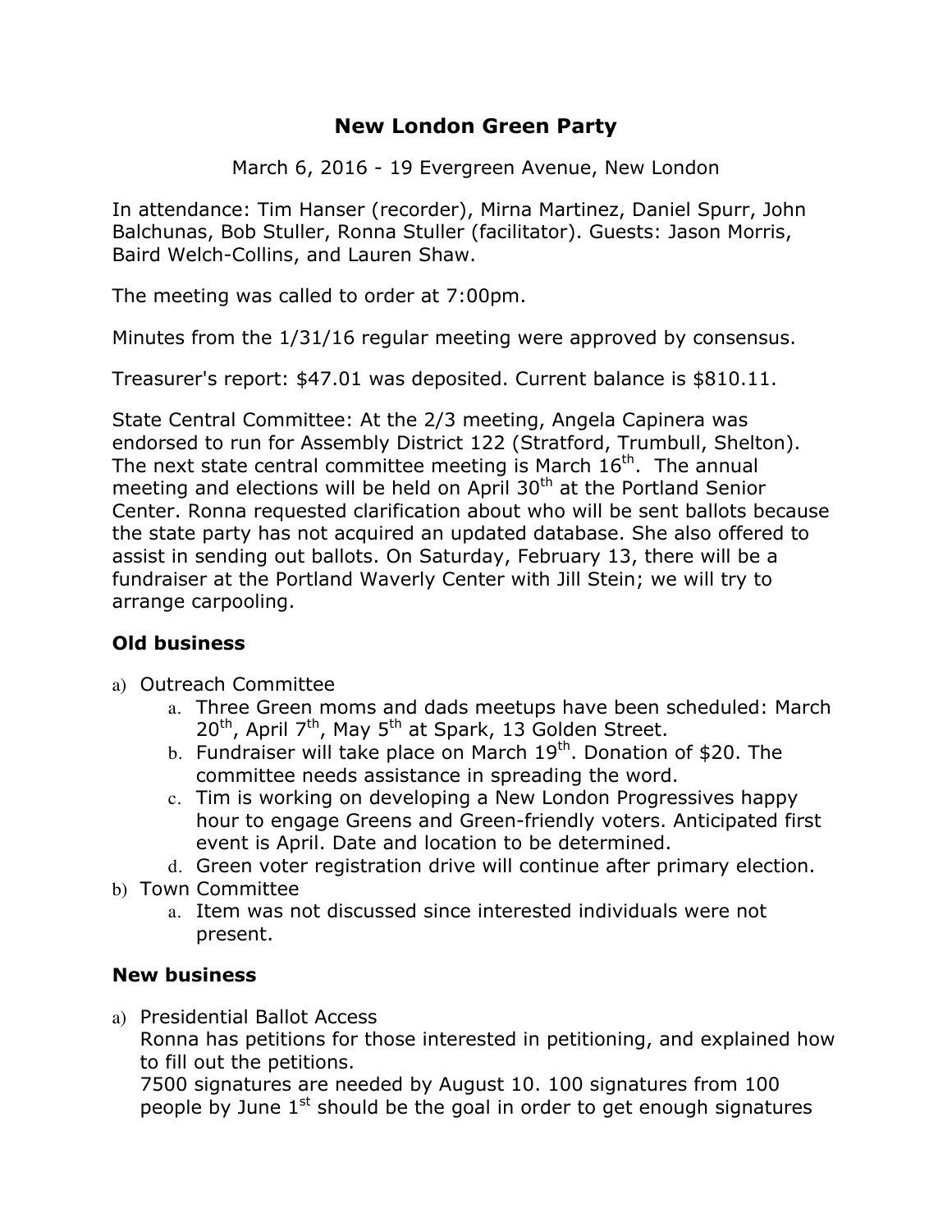# New London Green Party

March 6, 2016 - 19 Evergreen Avenue, New London

In attendance: Tim Hanser (recorder), Mirna Martinez, Daniel Spurr, John Balchunas, Bob Stuller, Ronna Stuller (facilitator). Guests: Jason Morris, Baird Welch-Collins, and Lauren Shaw.

The meeting was called to order at 7:00pm.

Minutes from the 1/31/16 regular meeting were approved by consensus.

Treasurer's report: $47.01 was deposited. Current balance is $810.11.

State Central Committee: At the 2/3 meeting, Angela Capinera was endorsed to run for Assembly District 122 (Stratford, Trumbull, Shelton). The next state central committee meeting is March 16th. The annual meeting and elections will be held on April 30th at the Portland Senior Center. Ronna requested clarification about who will be sent ballots because the state party has not acquired an updated database. She also offered to assist in sending out ballots. On Saturday, February 13, there will be a fundraiser at the Portland Waverly Center with Jill Stein; we will try to arrange carpooling.

## Old business

a) Outreach Committee
   a. Three Green moms and dads meetups have been scheduled: March 20th, April 7th, May 5th at Spark, 13 Golden Street.
   b. Fundraiser will take place on March 19th. Donation of $20. The committee needs assistance in spreading the word.
   c. Tim is working on developing a New London Progressives happy hour to engage Greens and Green-friendly voters. Anticipated first event is April. Date and location to be determined.
   d. Green voter registration drive will continue after primary election.
b) Town Committee
   a. Item was not discussed since interested individuals were not present.

## New business

a) Presidential Ballot Access
   Ronna has petitions for those interested in petitioning, and explained how to fill out the petitions.
   7500 signatures are needed by August 10. 100 signatures from 100 people by June 1st should be the goal in order to get enough signatures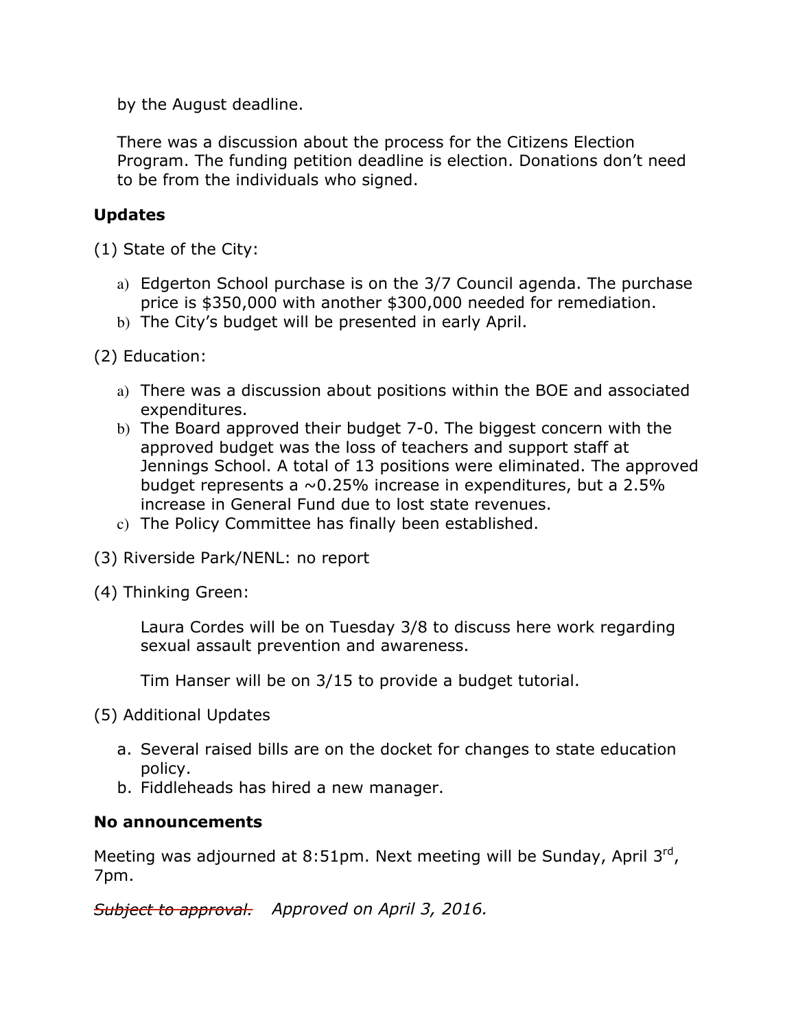by the August deadline.

There was a discussion about the process for the Citizens Election Program. The funding petition deadline is election. Donations don't need to be from the individuals who signed.

**Updates**

(1) State of the City:

a) Edgerton School purchase is on the 3/7 Council agenda. The purchase price is $350,000 with another $300,000 needed for remediation.
b) The City's budget will be presented in early April.

(2) Education:

a) There was a discussion about positions within the BOE and associated expenditures.
b) The Board approved their budget 7-0. The biggest concern with the approved budget was the loss of teachers and support staff at Jennings School. A total of 13 positions were eliminated. The approved budget represents a ~0.25% increase in expenditures, but a 2.5% increase in General Fund due to lost state revenues.
c) The Policy Committee has finally been established.

(3) Riverside Park/NENL: no report

(4) Thinking Green:

Laura Cordes will be on Tuesday 3/8 to discuss here work regarding sexual assault prevention and awareness.

Tim Hanser will be on 3/15 to provide a budget tutorial.

(5) Additional Updates

a. Several raised bills are on the docket for changes to state education policy.
b. Fiddleheads has hired a new manager.

**No announcements**

Meeting was adjourned at 8:51pm. Next meeting will be Sunday, April 3rd, 7pm.

~~*Subject to approval.*~~ *Approved on April 3, 2016.*